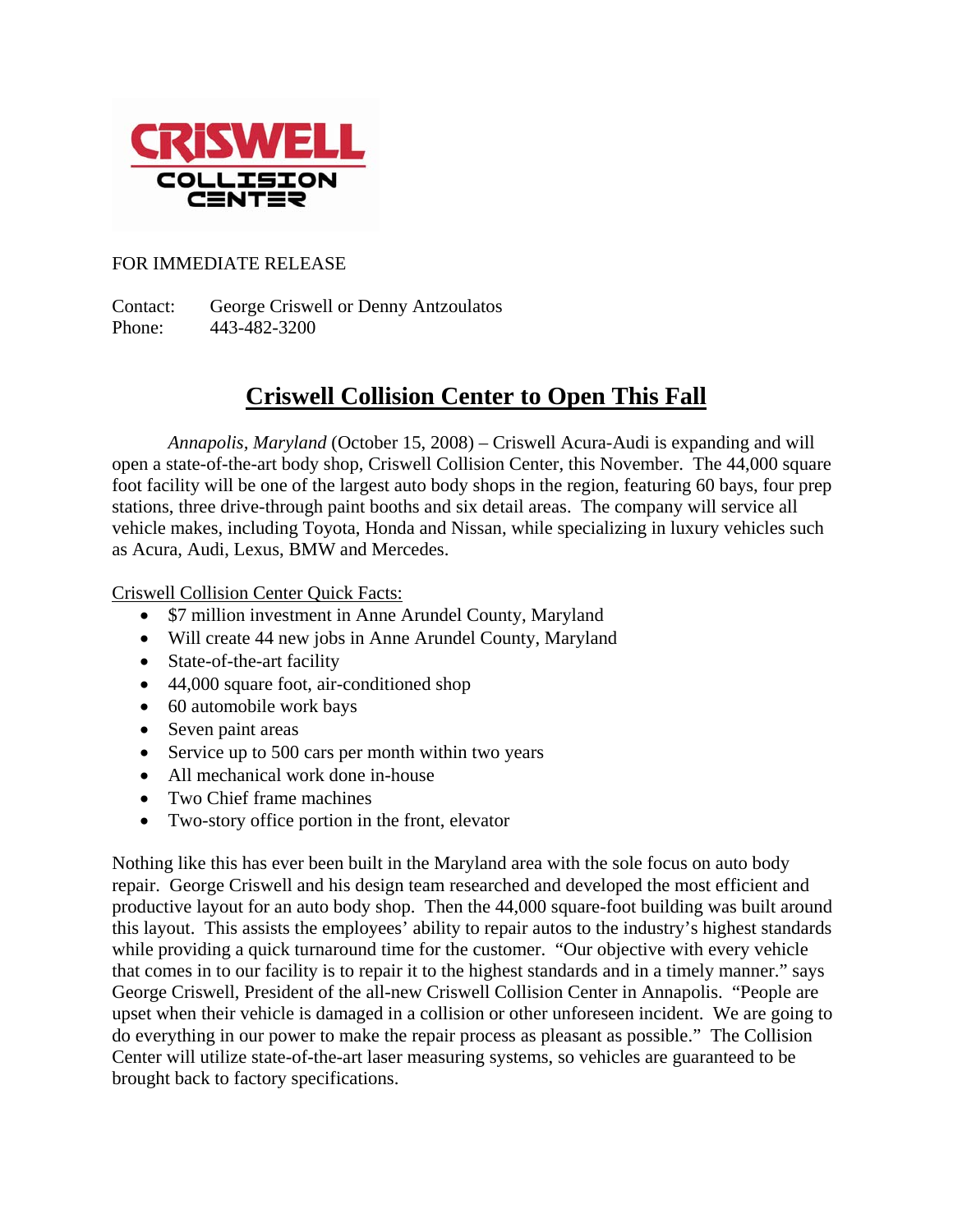CRISWELL COLLISION CENTER

FOR IMMEDIATE RELEASE

Contact: George Criswell or Denny Antzoulatos
Phone: 443-482-3200

# Criswell Collision Center to Open This Fall

*Annapolis, Maryland* (October 15, 2008) – Criswell Acura-Audi is expanding and will open a state-of-the-art body shop, Criswell Collision Center, this November. The 44,000 square foot facility will be one of the largest auto body shops in the region, featuring 60 bays, four prep stations, three drive-through paint booths and six detail areas. The company will service all vehicle makes, including Toyota, Honda and Nissan, while specializing in luxury vehicles such as Acura, Audi, Lexus, BMW and Mercedes.

Criswell Collision Center Quick Facts:

- $7 million investment in Anne Arundel County, Maryland
- Will create 44 new jobs in Anne Arundel County, Maryland
- State-of-the-art facility
- 44,000 square foot, air-conditioned shop
- 60 automobile work bays
- Seven paint areas
- Service up to 500 cars per month within two years
- All mechanical work done in-house
- Two Chief frame machines
- Two-story office portion in the front, elevator

Nothing like this has ever been built in the Maryland area with the sole focus on auto body repair. George Criswell and his design team researched and developed the most efficient and productive layout for an auto body shop. Then the 44,000 square-foot building was built around this layout. This assists the employees' ability to repair autos to the industry's highest standards while providing a quick turnaround time for the customer. "Our objective with every vehicle that comes in to our facility is to repair it to the highest standards and in a timely manner." says George Criswell, President of the all-new Criswell Collision Center in Annapolis. "People are upset when their vehicle is damaged in a collision or other unforeseen incident. We are going to do everything in our power to make the repair process as pleasant as possible." The Collision Center will utilize state-of-the-art laser measuring systems, so vehicles are guaranteed to be brought back to factory specifications.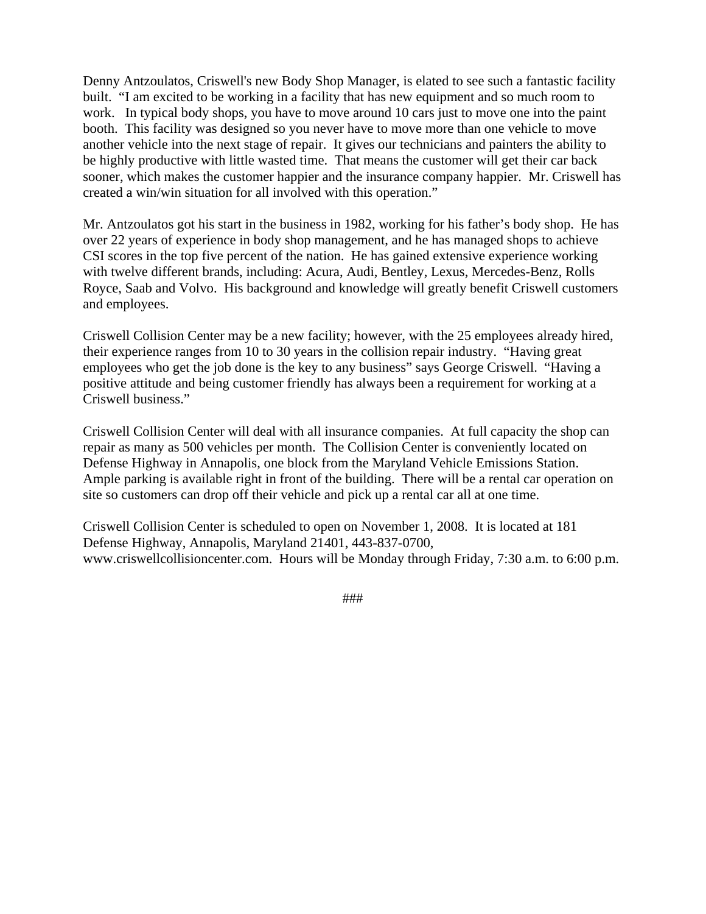Denny Antzoulatos, Criswell's new Body Shop Manager, is elated to see such a fantastic facility built. "I am excited to be working in a facility that has new equipment and so much room to work. In typical body shops, you have to move around 10 cars just to move one into the paint booth. This facility was designed so you never have to move more than one vehicle to move another vehicle into the next stage of repair. It gives our technicians and painters the ability to be highly productive with little wasted time. That means the customer will get their car back sooner, which makes the customer happier and the insurance company happier. Mr. Criswell has created a win/win situation for all involved with this operation."

Mr. Antzoulatos got his start in the business in 1982, working for his father's body shop. He has over 22 years of experience in body shop management, and he has managed shops to achieve CSI scores in the top five percent of the nation. He has gained extensive experience working with twelve different brands, including: Acura, Audi, Bentley, Lexus, Mercedes-Benz, Rolls Royce, Saab and Volvo. His background and knowledge will greatly benefit Criswell customers and employees.

Criswell Collision Center may be a new facility; however, with the 25 employees already hired, their experience ranges from 10 to 30 years in the collision repair industry. "Having great employees who get the job done is the key to any business" says George Criswell. "Having a positive attitude and being customer friendly has always been a requirement for working at a Criswell business."

Criswell Collision Center will deal with all insurance companies. At full capacity the shop can repair as many as 500 vehicles per month. The Collision Center is conveniently located on Defense Highway in Annapolis, one block from the Maryland Vehicle Emissions Station. Ample parking is available right in front of the building. There will be a rental car operation on site so customers can drop off their vehicle and pick up a rental car all at one time.

Criswell Collision Center is scheduled to open on November 1, 2008. It is located at 181 Defense Highway, Annapolis, Maryland 21401, 443-837-0700, www.criswellcollisioncenter.com. Hours will be Monday through Friday, 7:30 a.m. to 6:00 p.m.

###